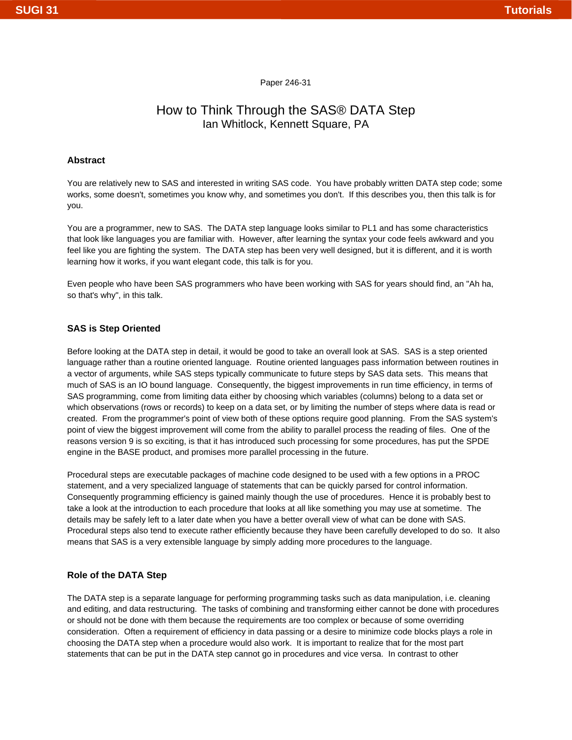Paper 246-31

# How to Think Through the SAS® DATA Step

Ian Whitlock, Kennett Square, PA

## Abstract

You are relatively new to SAS and interested in writing SAS code. You have probably written DATA step code; some works, some doesn't, sometimes you know why, and sometimes you don't. If this describes you, then this talk is for you.

You are a programmer, new to SAS. The DATA step language looks similar to PL1 and has some characteristics that look like languages you are familiar with. However, after learning the syntax your code feels awkward and you feel like you are fighting the system. The DATA step has been very well designed, but it is different, and it is worth learning how it works, if you want elegant code, this talk is for you.

Even people who have been SAS programmers who have been working with SAS for years should find, an "Ah ha, so that's why", in this talk.

## SAS is Step Oriented

Before looking at the DATA step in detail, it would be good to take an overall look at SAS. SAS is a step oriented language rather than a routine oriented language. Routine oriented languages pass information between routines in a vector of arguments, while SAS steps typically communicate to future steps by SAS data sets. This means that much of SAS is an IO bound language. Consequently, the biggest improvements in run time efficiency, in terms of SAS programming, come from limiting data either by choosing which variables (columns) belong to a data set or which observations (rows or records) to keep on a data set, or by limiting the number of steps where data is read or created. From the programmer's point of view both of these options require good planning. From the SAS system's point of view the biggest improvement will come from the ability to parallel process the reading of files. One of the reasons version 9 is so exciting, is that it has introduced such processing for some procedures, has put the SPDE engine in the BASE product, and promises more parallel processing in the future.

Procedural steps are executable packages of machine code designed to be used with a few options in a PROC statement, and a very specialized language of statements that can be quickly parsed for control information. Consequently programming efficiency is gained mainly though the use of procedures. Hence it is probably best to take a look at the introduction to each procedure that looks at all like something you may use at sometime. The details may be safely left to a later date when you have a better overall view of what can be done with SAS. Procedural steps also tend to execute rather efficiently because they have been carefully developed to do so. It also means that SAS is a very extensible language by simply adding more procedures to the language.

## Role of the DATA Step

The DATA step is a separate language for performing programming tasks such as data manipulation, i.e. cleaning and editing, and data restructuring. The tasks of combining and transforming either cannot be done with procedures or should not be done with them because the requirements are too complex or because of some overriding consideration. Often a requirement of efficiency in data passing or a desire to minimize code blocks plays a role in choosing the DATA step when a procedure would also work. It is important to realize that for the most part statements that can be put in the DATA step cannot go in procedures and vice versa. In contrast to other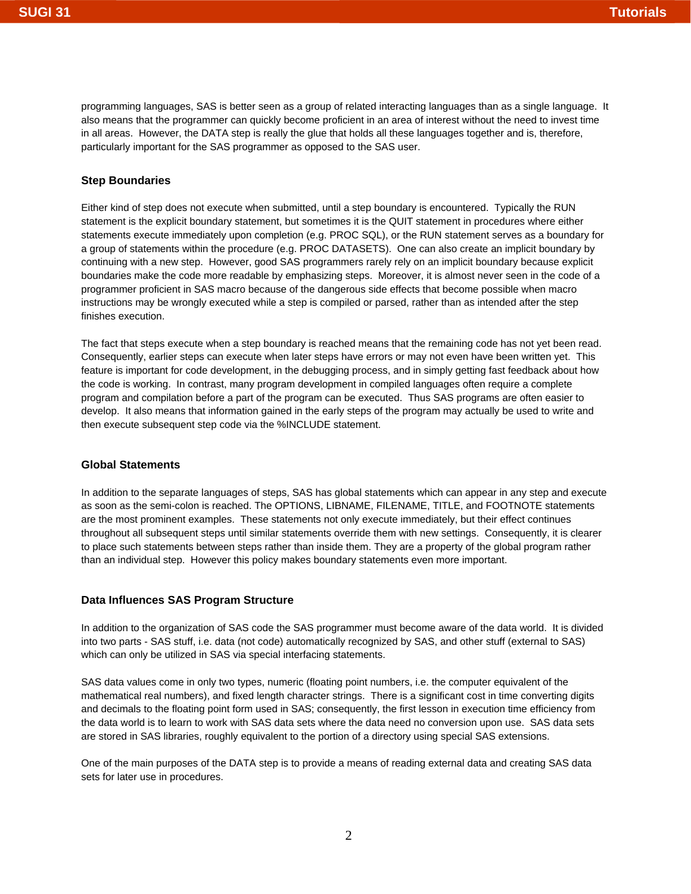programming languages, SAS is better seen as a group of related interacting languages than as a single language. It also means that the programmer can quickly become proficient in an area of interest without the need to invest time in all areas. However, the DATA step is really the glue that holds all these languages together and is, therefore, particularly important for the SAS programmer as opposed to the SAS user.

### Step Boundaries

Either kind of step does not execute when submitted, until a step boundary is encountered. Typically the RUN statement is the explicit boundary statement, but sometimes it is the QUIT statement in procedures where either statements execute immediately upon completion (e.g. PROC SQL), or the RUN statement serves as a boundary for a group of statements within the procedure (e.g. PROC DATASETS). One can also create an implicit boundary by continuing with a new step. However, good SAS programmers rarely rely on an implicit boundary because explicit boundaries make the code more readable by emphasizing steps. Moreover, it is almost never seen in the code of a programmer proficient in SAS macro because of the dangerous side effects that become possible when macro instructions may be wrongly executed while a step is compiled or parsed, rather than as intended after the step finishes execution.

The fact that steps execute when a step boundary is reached means that the remaining code has not yet been read. Consequently, earlier steps can execute when later steps have errors or may not even have been written yet. This feature is important for code development, in the debugging process, and in simply getting fast feedback about how the code is working. In contrast, many program development in compiled languages often require a complete program and compilation before a part of the program can be executed. Thus SAS programs are often easier to develop. It also means that information gained in the early steps of the program may actually be used to write and then execute subsequent step code via the %INCLUDE statement.

### Global Statements

In addition to the separate languages of steps, SAS has global statements which can appear in any step and execute as soon as the semi-colon is reached. The OPTIONS, LIBNAME, FILENAME, TITLE, and FOOTNOTE statements are the most prominent examples. These statements not only execute immediately, but their effect continues throughout all subsequent steps until similar statements override them with new settings. Consequently, it is clearer to place such statements between steps rather than inside them. They are a property of the global program rather than an individual step. However this policy makes boundary statements even more important.

### Data Influences SAS Program Structure

In addition to the organization of SAS code the SAS programmer must become aware of the data world. It is divided into two parts - SAS stuff, i.e. data (not code) automatically recognized by SAS, and other stuff (external to SAS) which can only be utilized in SAS via special interfacing statements.

SAS data values come in only two types, numeric (floating point numbers, i.e. the computer equivalent of the mathematical real numbers), and fixed length character strings. There is a significant cost in time converting digits and decimals to the floating point form used in SAS; consequently, the first lesson in execution time efficiency from the data world is to learn to work with SAS data sets where the data need no conversion upon use. SAS data sets are stored in SAS libraries, roughly equivalent to the portion of a directory using special SAS extensions.

One of the main purposes of the DATA step is to provide a means of reading external data and creating SAS data sets for later use in procedures.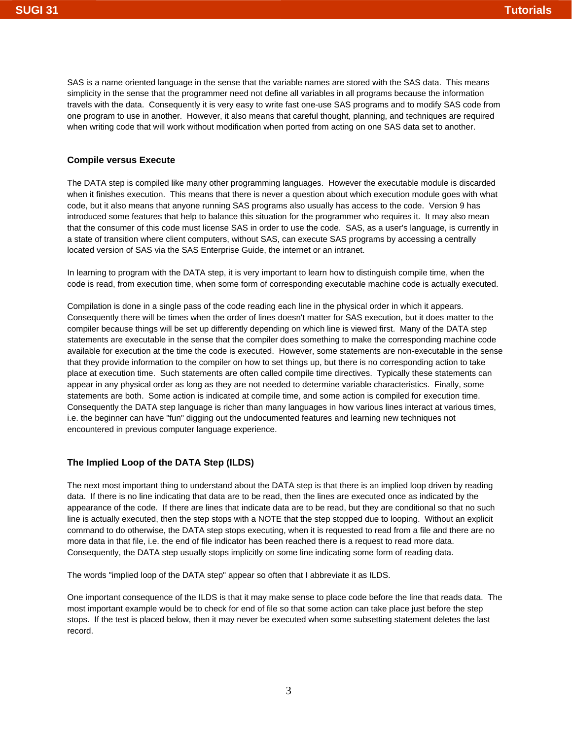SAS is a name oriented language in the sense that the variable names are stored with the SAS data. This means simplicity in the sense that the programmer need not define all variables in all programs because the information travels with the data. Consequently it is very easy to write fast one-use SAS programs and to modify SAS code from one program to use in another. However, it also means that careful thought, planning, and techniques are required when writing code that will work without modification when ported from acting on one SAS data set to another.

### Compile versus Execute

The DATA step is compiled like many other programming languages. However the executable module is discarded when it finishes execution. This means that there is never a question about which execution module goes with what code, but it also means that anyone running SAS programs also usually has access to the code. Version 9 has introduced some features that help to balance this situation for the programmer who requires it. It may also mean that the consumer of this code must license SAS in order to use the code. SAS, as a user's language, is currently in a state of transition where client computers, without SAS, can execute SAS programs by accessing a centrally located version of SAS via the SAS Enterprise Guide, the internet or an intranet.

In learning to program with the DATA step, it is very important to learn how to distinguish compile time, when the code is read, from execution time, when some form of corresponding executable machine code is actually executed.

Compilation is done in a single pass of the code reading each line in the physical order in which it appears. Consequently there will be times when the order of lines doesn't matter for SAS execution, but it does matter to the compiler because things will be set up differently depending on which line is viewed first. Many of the DATA step statements are executable in the sense that the compiler does something to make the corresponding machine code available for execution at the time the code is executed. However, some statements are non-executable in the sense that they provide information to the compiler on how to set things up, but there is no corresponding action to take place at execution time. Such statements are often called compile time directives. Typically these statements can appear in any physical order as long as they are not needed to determine variable characteristics. Finally, some statements are both. Some action is indicated at compile time, and some action is compiled for execution time. Consequently the DATA step language is richer than many languages in how various lines interact at various times, i.e. the beginner can have "fun" digging out the undocumented features and learning new techniques not encountered in previous computer language experience.

### The Implied Loop of the DATA Step (ILDS)

The next most important thing to understand about the DATA step is that there is an implied loop driven by reading data. If there is no line indicating that data are to be read, then the lines are executed once as indicated by the appearance of the code. If there are lines that indicate data are to be read, but they are conditional so that no such line is actually executed, then the step stops with a NOTE that the step stopped due to looping. Without an explicit command to do otherwise, the DATA step stops executing, when it is requested to read from a file and there are no more data in that file, i.e. the end of file indicator has been reached there is a request to read more data. Consequently, the DATA step usually stops implicitly on some line indicating some form of reading data.

The words "implied loop of the DATA step" appear so often that I abbreviate it as ILDS.

One important consequence of the ILDS is that it may make sense to place code before the line that reads data. The most important example would be to check for end of file so that some action can take place just before the step stops. If the test is placed below, then it may never be executed when some subsetting statement deletes the last record.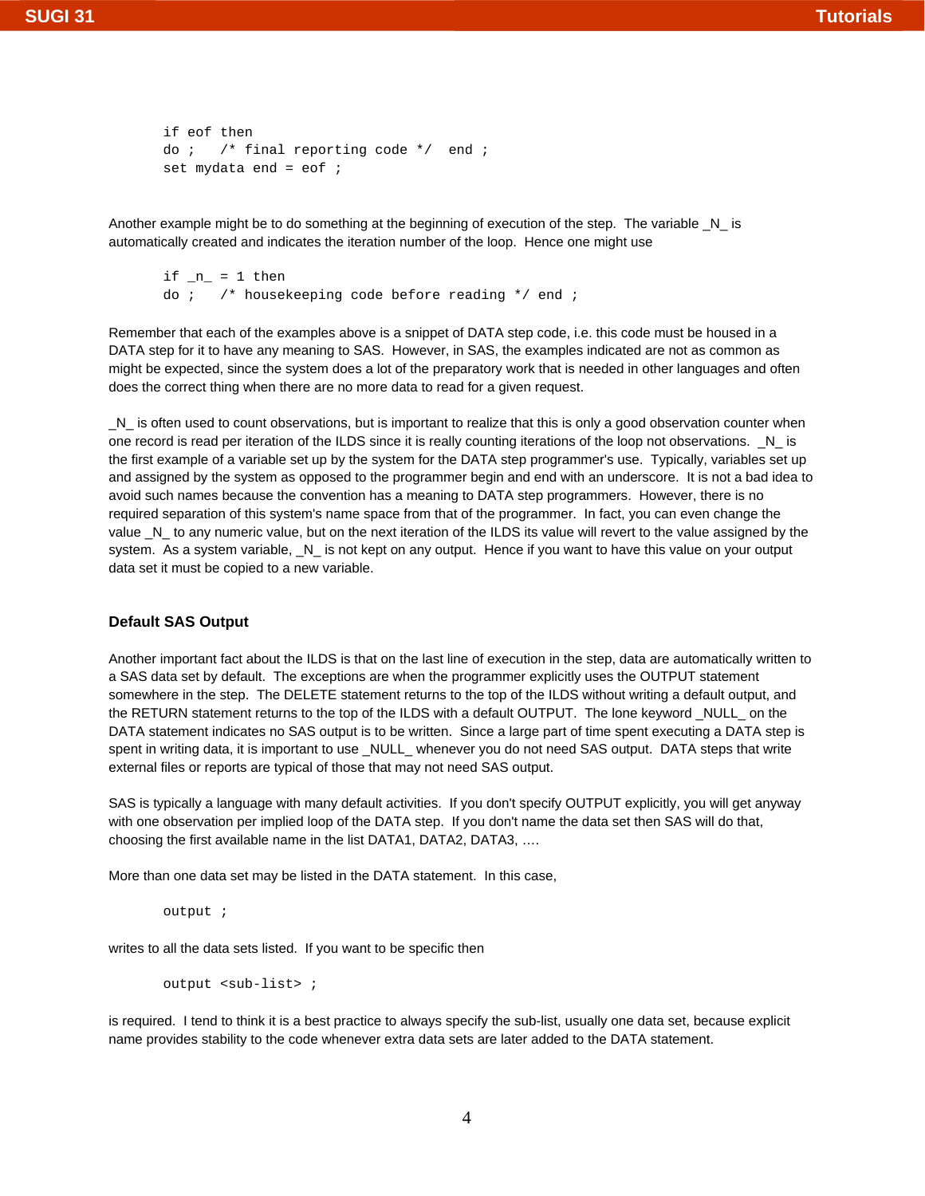```
if eof then
do ;   /* final reporting code */  end ;
set mydata end = eof ;
```

Another example might be to do something at the beginning of execution of the step. The variable _N_ is automatically created and indicates the iteration number of the loop. Hence one might use

```
if _n_ = 1 then
do ;   /* housekeeping code before reading */ end ;
```

Remember that each of the examples above is a snippet of DATA step code, i.e. this code must be housed in a DATA step for it to have any meaning to SAS. However, in SAS, the examples indicated are not as common as might be expected, since the system does a lot of the preparatory work that is needed in other languages and often does the correct thing when there are no more data to read for a given request.

_N_ is often used to count observations, but is important to realize that this is only a good observation counter when one record is read per iteration of the ILDS since it is really counting iterations of the loop not observations. _N_ is the first example of a variable set up by the system for the DATA step programmer's use. Typically, variables set up and assigned by the system as opposed to the programmer begin and end with an underscore. It is not a bad idea to avoid such names because the convention has a meaning to DATA step programmers. However, there is no required separation of this system's name space from that of the programmer. In fact, you can even change the value _N_ to any numeric value, but on the next iteration of the ILDS its value will revert to the value assigned by the system. As a system variable, _N_ is not kept on any output. Hence if you want to have this value on your output data set it must be copied to a new variable.

### Default SAS Output

Another important fact about the ILDS is that on the last line of execution in the step, data are automatically written to a SAS data set by default. The exceptions are when the programmer explicitly uses the OUTPUT statement somewhere in the step. The DELETE statement returns to the top of the ILDS without writing a default output, and the RETURN statement returns to the top of the ILDS with a default OUTPUT. The lone keyword _NULL_ on the DATA statement indicates no SAS output is to be written. Since a large part of time spent executing a DATA step is spent in writing data, it is important to use _NULL_ whenever you do not need SAS output. DATA steps that write external files or reports are typical of those that may not need SAS output.

SAS is typically a language with many default activities. If you don't specify OUTPUT explicitly, you will get anyway with one observation per implied loop of the DATA step. If you don't name the data set then SAS will do that, choosing the first available name in the list DATA1, DATA2, DATA3, ….

More than one data set may be listed in the DATA statement. In this case,

```
output ;
```

writes to all the data sets listed. If you want to be specific then

```
output <sub-list> ;
```

is required. I tend to think it is a best practice to always specify the sub-list, usually one data set, because explicit name provides stability to the code whenever extra data sets are later added to the DATA statement.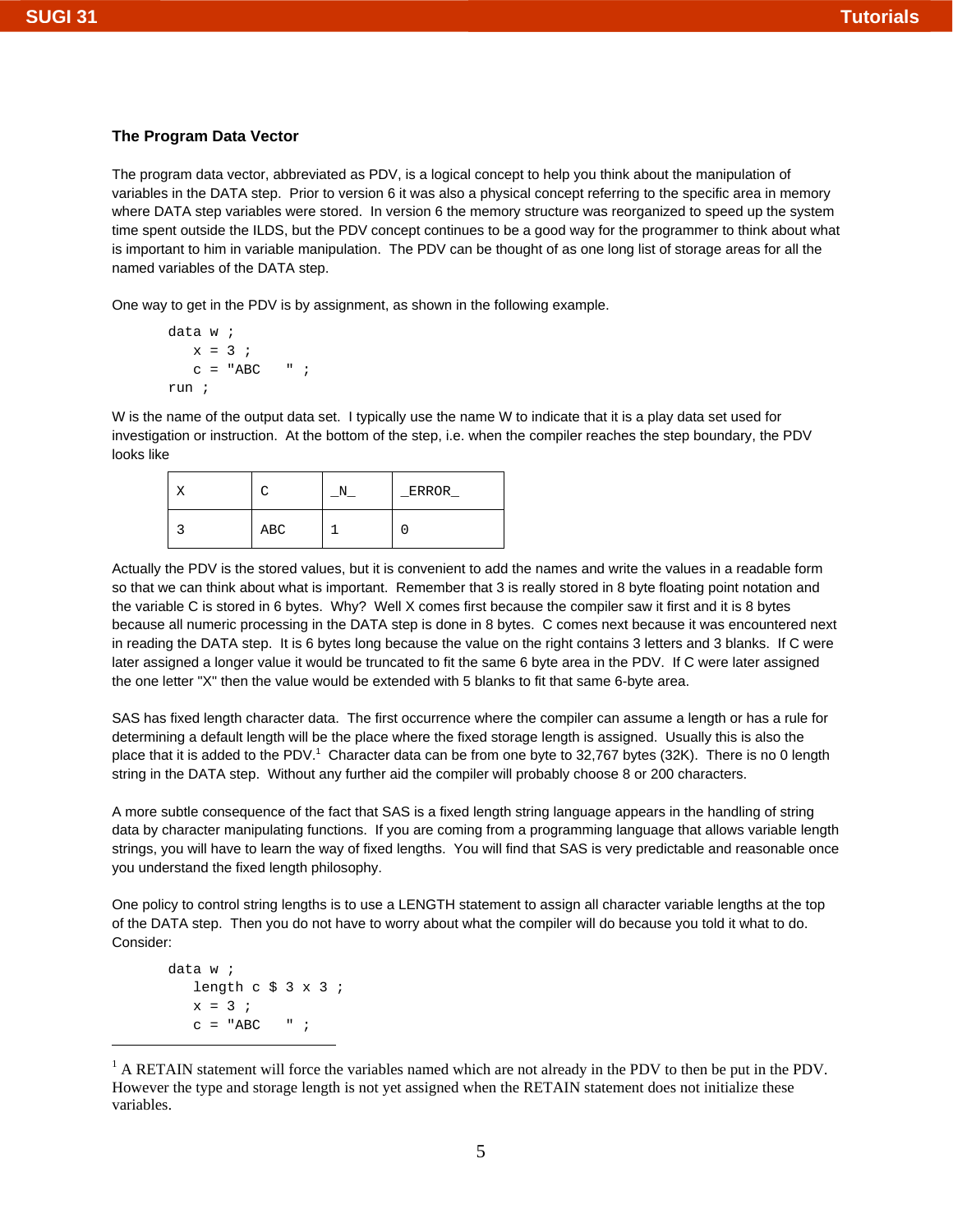### The Program Data Vector

The program data vector, abbreviated as PDV, is a logical concept to help you think about the manipulation of variables in the DATA step. Prior to version 6 it was also a physical concept referring to the specific area in memory where DATA step variables were stored. In version 6 the memory structure was reorganized to speed up the system time spent outside the ILDS, but the PDV concept continues to be a good way for the programmer to think about what is important to him in variable manipulation. The PDV can be thought of as one long list of storage areas for all the named variables of the DATA step.

One way to get in the PDV is by assignment, as shown in the following example.

```
data w ;
   x = 3 ;
   c = "ABC   " ;
run ;
```

W is the name of the output data set. I typically use the name W to indicate that it is a play data set used for investigation or instruction. At the bottom of the step, i.e. when the compiler reaches the step boundary, the PDV looks like

| X | C | _N_ | _ERROR_ |
|---|---|---|---|
| 3 | ABC | 1 | 0 |

Actually the PDV is the stored values, but it is convenient to add the names and write the values in a readable form so that we can think about what is important. Remember that 3 is really stored in 8 byte floating point notation and the variable C is stored in 6 bytes. Why? Well X comes first because the compiler saw it first and it is 8 bytes because all numeric processing in the DATA step is done in 8 bytes. C comes next because it was encountered next in reading the DATA step. It is 6 bytes long because the value on the right contains 3 letters and 3 blanks. If C were later assigned a longer value it would be truncated to fit the same 6 byte area in the PDV. If C were later assigned the one letter "X" then the value would be extended with 5 blanks to fit that same 6-byte area.

SAS has fixed length character data. The first occurrence where the compiler can assume a length or has a rule for determining a default length will be the place where the fixed storage length is assigned. Usually this is also the place that it is added to the PDV.[1] Character data can be from one byte to 32,767 bytes (32K). There is no 0 length string in the DATA step. Without any further aid the compiler will probably choose 8 or 200 characters.

A more subtle consequence of the fact that SAS is a fixed length string language appears in the handling of string data by character manipulating functions. If you are coming from a programming language that allows variable length strings, you will have to learn the way of fixed lengths. You will find that SAS is very predictable and reasonable once you understand the fixed length philosophy.

One policy to control string lengths is to use a LENGTH statement to assign all character variable lengths at the top of the DATA step. Then you do not have to worry about what the compiler will do because you told it what to do. Consider:

```
data w ;
   length c $ 3 x 3 ;
   x = 3 ;
   c = "ABC   " ;
```

---

[1] A RETAIN statement will force the variables named which are not already in the PDV to then be put in the PDV. However the type and storage length is not yet assigned when the RETAIN statement does not initialize these variables.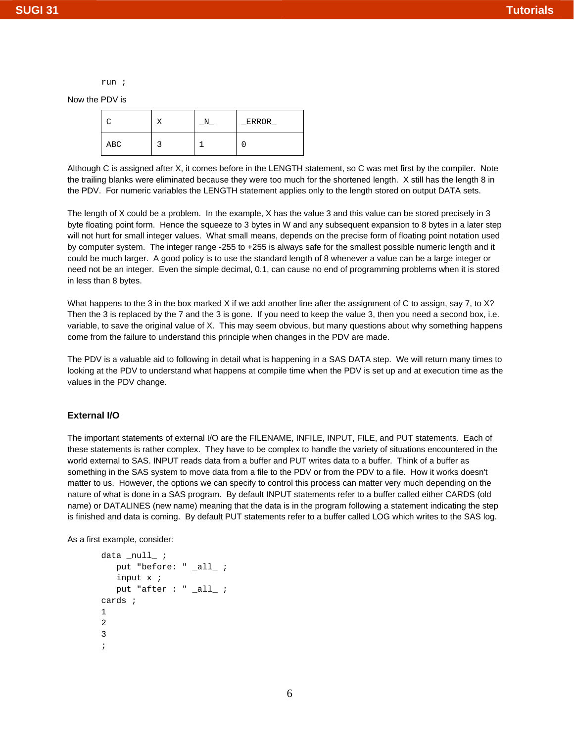```
run ;
```

Now the PDV is

| C | X | _N_ | _ERROR_ |
|---|---|---|---|
| ABC | 3 | 1 | 0 |

Although C is assigned after X, it comes before in the LENGTH statement, so C was met first by the compiler. Note the trailing blanks were eliminated because they were too much for the shortened length. X still has the length 8 in the PDV. For numeric variables the LENGTH statement applies only to the length stored on output DATA sets.

The length of X could be a problem. In the example, X has the value 3 and this value can be stored precisely in 3 byte floating point form. Hence the squeeze to 3 bytes in W and any subsequent expansion to 8 bytes in a later step will not hurt for small integer values. What small means, depends on the precise form of floating point notation used by computer system. The integer range -255 to +255 is always safe for the smallest possible numeric length and it could be much larger. A good policy is to use the standard length of 8 whenever a value can be a large integer or need not be an integer. Even the simple decimal, 0.1, can cause no end of programming problems when it is stored in less than 8 bytes.

What happens to the 3 in the box marked X if we add another line after the assignment of C to assign, say 7, to X? Then the 3 is replaced by the 7 and the 3 is gone. If you need to keep the value 3, then you need a second box, i.e. variable, to save the original value of X. This may seem obvious, but many questions about why something happens come from the failure to understand this principle when changes in the PDV are made.

The PDV is a valuable aid to following in detail what is happening in a SAS DATA step. We will return many times to looking at the PDV to understand what happens at compile time when the PDV is set up and at execution time as the values in the PDV change.

### External I/O

The important statements of external I/O are the FILENAME, INFILE, INPUT, FILE, and PUT statements. Each of these statements is rather complex. They have to be complex to handle the variety of situations encountered in the world external to SAS. INPUT reads data from a buffer and PUT writes data to a buffer. Think of a buffer as something in the SAS system to move data from a file to the PDV or from the PDV to a file. How it works doesn't matter to us. However, the options we can specify to control this process can matter very much depending on the nature of what is done in a SAS program. By default INPUT statements refer to a buffer called either CARDS (old name) or DATALINES (new name) meaning that the data is in the program following a statement indicating the step is finished and data is coming. By default PUT statements refer to a buffer called LOG which writes to the SAS log.

As a first example, consider:

```
data _null_ ;
   put "before: " _all_ ;
   input x ;
   put "after : " _all_ ;
cards ;
1
2
3
;
```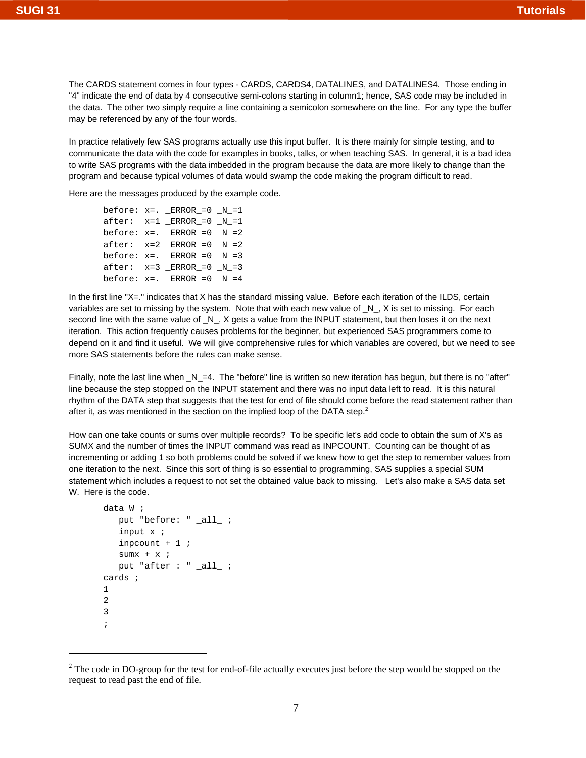The CARDS statement comes in four types - CARDS, CARDS4, DATALINES, and DATALINES4. Those ending in "4" indicate the end of data by 4 consecutive semi-colons starting in column1; hence, SAS code may be included in the data. The other two simply require a line containing a semicolon somewhere on the line. For any type the buffer may be referenced by any of the four words.

In practice relatively few SAS programs actually use this input buffer. It is there mainly for simple testing, and to communicate the data with the code for examples in books, talks, or when teaching SAS. In general, it is a bad idea to write SAS programs with the data imbedded in the program because the data are more likely to change than the program and because typical volumes of data would swamp the code making the program difficult to read.

Here are the messages produced by the example code.

```
before: x=. _ERROR_=0 _N_=1
after:  x=1 _ERROR_=0 _N_=1
before: x=. _ERROR_=0 _N_=2
after:  x=2 _ERROR_=0 _N_=2
before: x=. _ERROR_=0 _N_=3
after:  x=3 _ERROR_=0 _N_=3
before: x=. _ERROR_=0 _N_=4
```

In the first line "X=." indicates that X has the standard missing value. Before each iteration of the ILDS, certain variables are set to missing by the system. Note that with each new value of _N_, X is set to missing. For each second line with the same value of _N_, X gets a value from the INPUT statement, but then loses it on the next iteration. This action frequently causes problems for the beginner, but experienced SAS programmers come to depend on it and find it useful. We will give comprehensive rules for which variables are covered, but we need to see more SAS statements before the rules can make sense.

Finally, note the last line when _N_=4. The "before" line is written so new iteration has begun, but there is no "after" line because the step stopped on the INPUT statement and there was no input data left to read. It is this natural rhythm of the DATA step that suggests that the test for end of file should come before the read statement rather than after it, as was mentioned in the section on the implied loop of the DATA step.[2]

How can one take counts or sums over multiple records? To be specific let's add code to obtain the sum of X's as SUMX and the number of times the INPUT command was read as INPCOUNT. Counting can be thought of as incrementing or adding 1 so both problems could be solved if we knew how to get the step to remember values from one iteration to the next. Since this sort of thing is so essential to programming, SAS supplies a special SUM statement which includes a request to not set the obtained value back to missing. Let's also make a SAS data set W. Here is the code.

```
data W ;
   put "before: " _all_ ;
   input x ;
   inpcount + 1 ;
   sumx + x ;
   put "after : " _all_ ;
cards ;
1
2
3
;
```

---

[2] The code in DO-group for the test for end-of-file actually executes just before the step would be stopped on the request to read past the end of file.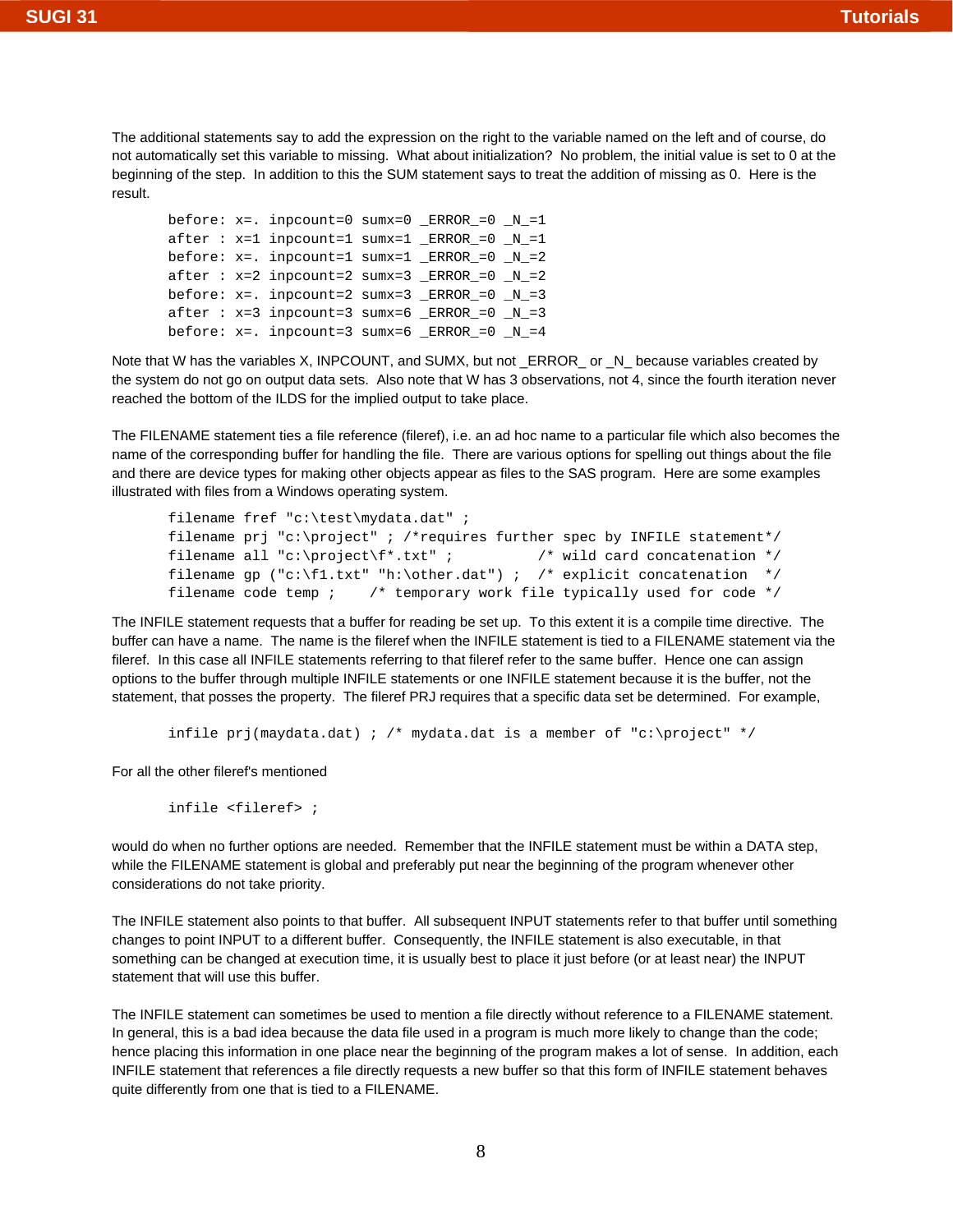The additional statements say to add the expression on the right to the variable named on the left and of course, do not automatically set this variable to missing. What about initialization? No problem, the initial value is set to 0 at the beginning of the step. In addition to this the SUM statement says to treat the addition of missing as 0. Here is the result.

```
before: x=. inpcount=0 sumx=0 _ERROR_=0 _N_=1
after : x=1 inpcount=1 sumx=1 _ERROR_=0 _N_=1
before: x=. inpcount=1 sumx=1 _ERROR_=0 _N_=2
after : x=2 inpcount=2 sumx=3 _ERROR_=0 _N_=2
before: x=. inpcount=2 sumx=3 _ERROR_=0 _N_=3
after : x=3 inpcount=3 sumx=6 _ERROR_=0 _N_=3
before: x=. inpcount=3 sumx=6 _ERROR_=0 _N_=4
```

Note that W has the variables X, INPCOUNT, and SUMX, but not _ERROR_ or _N_ because variables created by the system do not go on output data sets. Also note that W has 3 observations, not 4, since the fourth iteration never reached the bottom of the ILDS for the implied output to take place.

The FILENAME statement ties a file reference (fileref), i.e. an ad hoc name to a particular file which also becomes the name of the corresponding buffer for handling the file. There are various options for spelling out things about the file and there are device types for making other objects appear as files to the SAS program. Here are some examples illustrated with files from a Windows operating system.

```
filename fref "c:\test\mydata.dat" ;
filename prj "c:\project" ; /*requires further spec by INFILE statement*/
filename all "c:\project\f*.txt" ;          /* wild card concatenation */
filename gp ("c:\f1.txt" "h:\other.dat") ;  /* explicit concatenation  */
filename code temp ;    /* temporary work file typically used for code */
```

The INFILE statement requests that a buffer for reading be set up. To this extent it is a compile time directive. The buffer can have a name. The name is the fileref when the INFILE statement is tied to a FILENAME statement via the fileref. In this case all INFILE statements referring to that fileref refer to the same buffer. Hence one can assign options to the buffer through multiple INFILE statements or one INFILE statement because it is the buffer, not the statement, that posses the property. The fileref PRJ requires that a specific data set be determined. For example,

```
infile prj(maydata.dat) ; /* mydata.dat is a member of "c:\project" */
```

For all the other fileref's mentioned

```
infile <fileref> ;
```

would do when no further options are needed. Remember that the INFILE statement must be within a DATA step, while the FILENAME statement is global and preferably put near the beginning of the program whenever other considerations do not take priority.

The INFILE statement also points to that buffer. All subsequent INPUT statements refer to that buffer until something changes to point INPUT to a different buffer. Consequently, the INFILE statement is also executable, in that something can be changed at execution time, it is usually best to place it just before (or at least near) the INPUT statement that will use this buffer.

The INFILE statement can sometimes be used to mention a file directly without reference to a FILENAME statement. In general, this is a bad idea because the data file used in a program is much more likely to change than the code; hence placing this information in one place near the beginning of the program makes a lot of sense. In addition, each INFILE statement that references a file directly requests a new buffer so that this form of INFILE statement behaves quite differently from one that is tied to a FILENAME.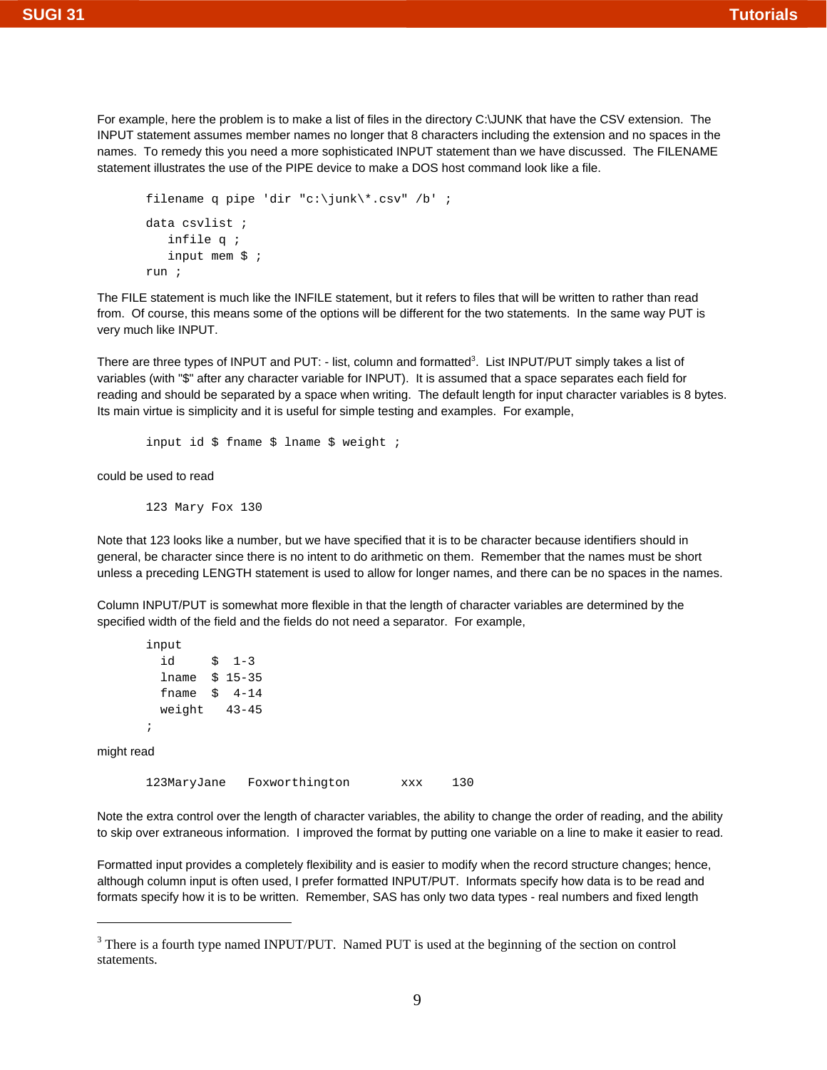For example, here the problem is to make a list of files in the directory C:\JUNK that have the CSV extension. The INPUT statement assumes member names no longer that 8 characters including the extension and no spaces in the names. To remedy this you need a more sophisticated INPUT statement than we have discussed. The FILENAME statement illustrates the use of the PIPE device to make a DOS host command look like a file.

```
filename q pipe 'dir "c:\junk\*.csv" /b' ;

data csvlist ;
   infile q ;
   input mem $ ;
run ;
```

The FILE statement is much like the INFILE statement, but it refers to files that will be written to rather than read from. Of course, this means some of the options will be different for the two statements. In the same way PUT is very much like INPUT.

There are three types of INPUT and PUT: - list, column and formatted[3]. List INPUT/PUT simply takes a list of variables (with "$" after any character variable for INPUT). It is assumed that a space separates each field for reading and should be separated by a space when writing. The default length for input character variables is 8 bytes. Its main virtue is simplicity and it is useful for simple testing and examples. For example,

```
input id $ fname $ lname $ weight ;
```

could be used to read

```
123 Mary Fox 130
```

Note that 123 looks like a number, but we have specified that it is to be character because identifiers should in general, be character since there is no intent to do arithmetic on them. Remember that the names must be short unless a preceding LENGTH statement is used to allow for longer names, and there can be no spaces in the names.

Column INPUT/PUT is somewhat more flexible in that the length of character variables are determined by the specified width of the field and the fields do not need a separator. For example,

```
input
  id     $  1-3
  lname  $ 15-35
  fname  $  4-14
  weight   43-45
;
```

might read

```
123MaryJane   Foxworthington       xxx    130
```

Note the extra control over the length of character variables, the ability to change the order of reading, and the ability to skip over extraneous information. I improved the format by putting one variable on a line to make it easier to read.

Formatted input provides a completely flexibility and is easier to modify when the record structure changes; hence, although column input is often used, I prefer formatted INPUT/PUT. Informats specify how data is to be read and formats specify how it is to be written. Remember, SAS has only two data types - real numbers and fixed length

---

[3] There is a fourth type named INPUT/PUT. Named PUT is used at the beginning of the section on control statements.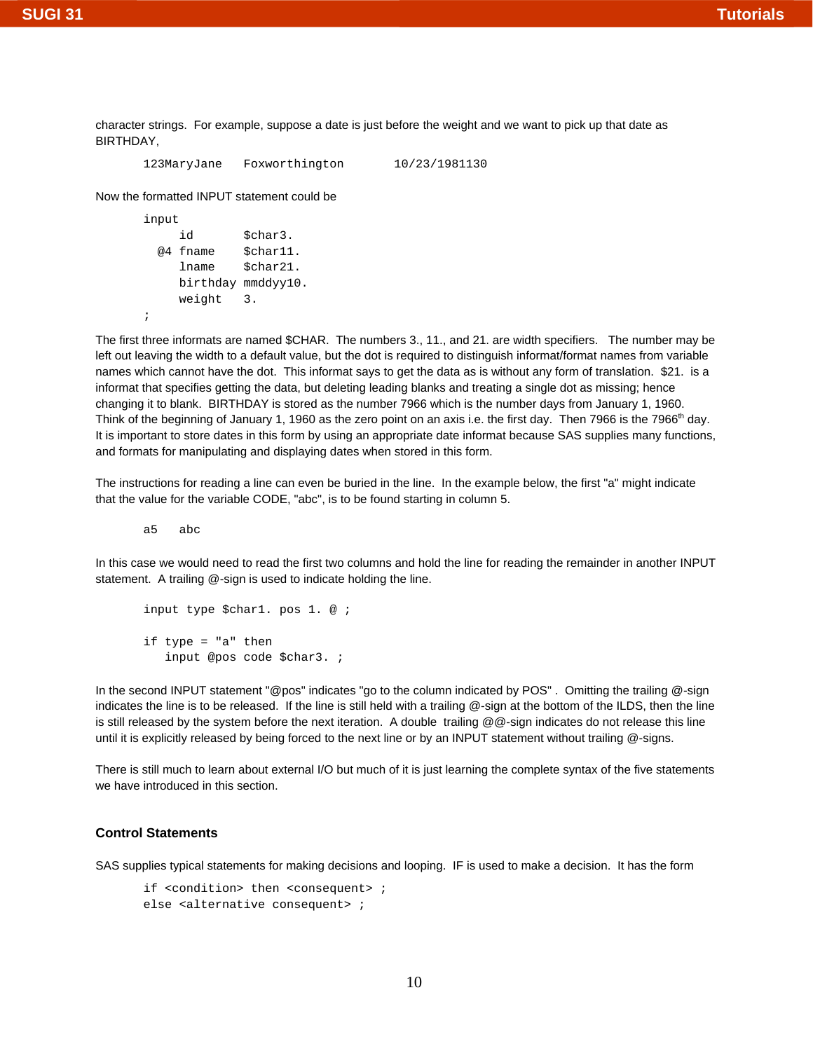character strings. For example, suppose a date is just before the weight and we want to pick up that date as BIRTHDAY,

```
123MaryJane   Foxworthington       10/23/1981130
```

Now the formatted INPUT statement could be

```
input
     id       $char3.
  @4 fname    $char11.
     lname    $char21.
     birthday mmddyy10.
     weight   3.
;
```

The first three informats are named $CHAR. The numbers 3., 11., and 21. are width specifiers. The number may be left out leaving the width to a default value, but the dot is required to distinguish informat/format names from variable names which cannot have the dot. This informat says to get the data as is without any form of translation. $21. is a informat that specifies getting the data, but deleting leading blanks and treating a single dot as missing; hence changing it to blank. BIRTHDAY is stored as the number 7966 which is the number days from January 1, 1960. Think of the beginning of January 1, 1960 as the zero point on an axis i.e. the first day. Then 7966 is the 7966th day. It is important to store dates in this form by using an appropriate date informat because SAS supplies many functions, and formats for manipulating and displaying dates when stored in this form.

The instructions for reading a line can even be buried in the line. In the example below, the first "a" might indicate that the value for the variable CODE, "abc", is to be found starting in column 5.

```
a5   abc
```

In this case we would need to read the first two columns and hold the line for reading the remainder in another INPUT statement. A trailing @-sign is used to indicate holding the line.

```
input type $char1. pos 1. @ ;

if type = "a" then
   input @pos code $char3. ;
```

In the second INPUT statement "@pos" indicates "go to the column indicated by POS" . Omitting the trailing @-sign indicates the line is to be released. If the line is still held with a trailing @-sign at the bottom of the ILDS, then the line is still released by the system before the next iteration. A double trailing @@-sign indicates do not release this line until it is explicitly released by being forced to the next line or by an INPUT statement without trailing @-signs.

There is still much to learn about external I/O but much of it is just learning the complete syntax of the five statements we have introduced in this section.

## Control Statements

SAS supplies typical statements for making decisions and looping. IF is used to make a decision. It has the form

```
if <condition> then <consequent> ;
else <alternative consequent> ;
```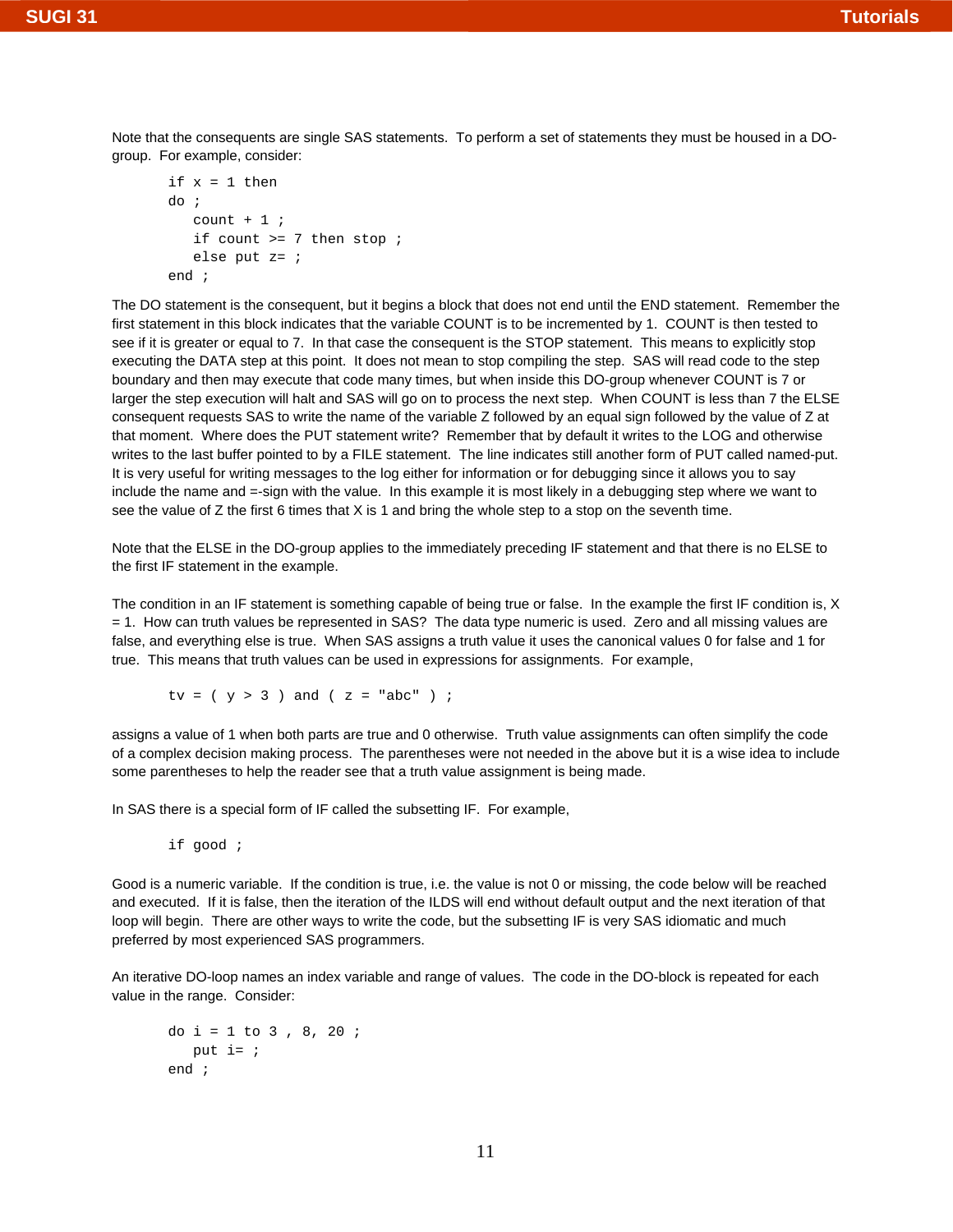Note that the consequents are single SAS statements. To perform a set of statements they must be housed in a DO-group. For example, consider:

```
if x = 1 then
do ;
   count + 1 ;
   if count >= 7 then stop ;
   else put z= ;
end ;
```

The DO statement is the consequent, but it begins a block that does not end until the END statement. Remember the first statement in this block indicates that the variable COUNT is to be incremented by 1. COUNT is then tested to see if it is greater or equal to 7. In that case the consequent is the STOP statement. This means to explicitly stop executing the DATA step at this point. It does not mean to stop compiling the step. SAS will read code to the step boundary and then may execute that code many times, but when inside this DO-group whenever COUNT is 7 or larger the step execution will halt and SAS will go on to process the next step. When COUNT is less than 7 the ELSE consequent requests SAS to write the name of the variable Z followed by an equal sign followed by the value of Z at that moment. Where does the PUT statement write? Remember that by default it writes to the LOG and otherwise writes to the last buffer pointed to by a FILE statement. The line indicates still another form of PUT called named-put. It is very useful for writing messages to the log either for information or for debugging since it allows you to say include the name and =-sign with the value. In this example it is most likely in a debugging step where we want to see the value of Z the first 6 times that X is 1 and bring the whole step to a stop on the seventh time.

Note that the ELSE in the DO-group applies to the immediately preceding IF statement and that there is no ELSE to the first IF statement in the example.

The condition in an IF statement is something capable of being true or false. In the example the first IF condition is, X = 1. How can truth values be represented in SAS? The data type numeric is used. Zero and all missing values are false, and everything else is true. When SAS assigns a truth value it uses the canonical values 0 for false and 1 for true. This means that truth values can be used in expressions for assignments. For example,

```
tv = ( y > 3 ) and ( z = "abc" ) ;
```

assigns a value of 1 when both parts are true and 0 otherwise. Truth value assignments can often simplify the code of a complex decision making process. The parentheses were not needed in the above but it is a wise idea to include some parentheses to help the reader see that a truth value assignment is being made.

In SAS there is a special form of IF called the subsetting IF. For example,

```
if good ;
```

Good is a numeric variable. If the condition is true, i.e. the value is not 0 or missing, the code below will be reached and executed. If it is false, then the iteration of the ILDS will end without default output and the next iteration of that loop will begin. There are other ways to write the code, but the subsetting IF is very SAS idiomatic and much preferred by most experienced SAS programmers.

An iterative DO-loop names an index variable and range of values. The code in the DO-block is repeated for each value in the range. Consider:

```
do i = 1 to 3 , 8, 20 ;
   put i= ;
end ;
```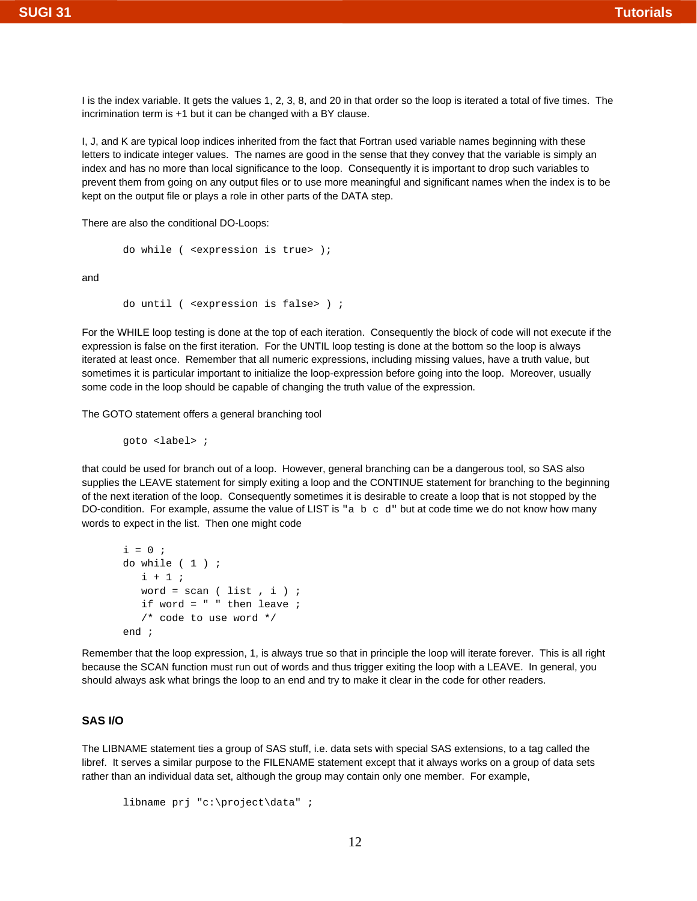I is the index variable. It gets the values 1, 2, 3, 8, and 20 in that order so the loop is iterated a total of five times. The incrimination term is +1 but it can be changed with a BY clause.

I, J, and K are typical loop indices inherited from the fact that Fortran used variable names beginning with these letters to indicate integer values. The names are good in the sense that they convey that the variable is simply an index and has no more than local significance to the loop. Consequently it is important to drop such variables to prevent them from going on any output files or to use more meaningful and significant names when the index is to be kept on the output file or plays a role in other parts of the DATA step.

There are also the conditional DO-Loops:

```
do while ( <expression is true> );
```

and

```
do until ( <expression is false> ) ;
```

For the WHILE loop testing is done at the top of each iteration. Consequently the block of code will not execute if the expression is false on the first iteration. For the UNTIL loop testing is done at the bottom so the loop is always iterated at least once. Remember that all numeric expressions, including missing values, have a truth value, but sometimes it is particular important to initialize the loop-expression before going into the loop. Moreover, usually some code in the loop should be capable of changing the truth value of the expression.

The GOTO statement offers a general branching tool

```
goto <label> ;
```

that could be used for branch out of a loop. However, general branching can be a dangerous tool, so SAS also supplies the LEAVE statement for simply exiting a loop and the CONTINUE statement for branching to the beginning of the next iteration of the loop. Consequently sometimes it is desirable to create a loop that is not stopped by the DO-condition. For example, assume the value of LIST is `"a b c d"` but at code time we do not know how many words to expect in the list. Then one might code

```
i = 0 ;
do while ( 1 ) ;
   i + 1 ;
   word = scan ( list , i ) ;
   if word = " " then leave ;
   /* code to use word */
end ;
```

Remember that the loop expression, 1, is always true so that in principle the loop will iterate forever. This is all right because the SCAN function must run out of words and thus trigger exiting the loop with a LEAVE. In general, you should always ask what brings the loop to an end and try to make it clear in the code for other readers.

## SAS I/O

The LIBNAME statement ties a group of SAS stuff, i.e. data sets with special SAS extensions, to a tag called the libref. It serves a similar purpose to the FILENAME statement except that it always works on a group of data sets rather than an individual data set, although the group may contain only one member. For example,

```
libname prj "c:\project\data" ;
```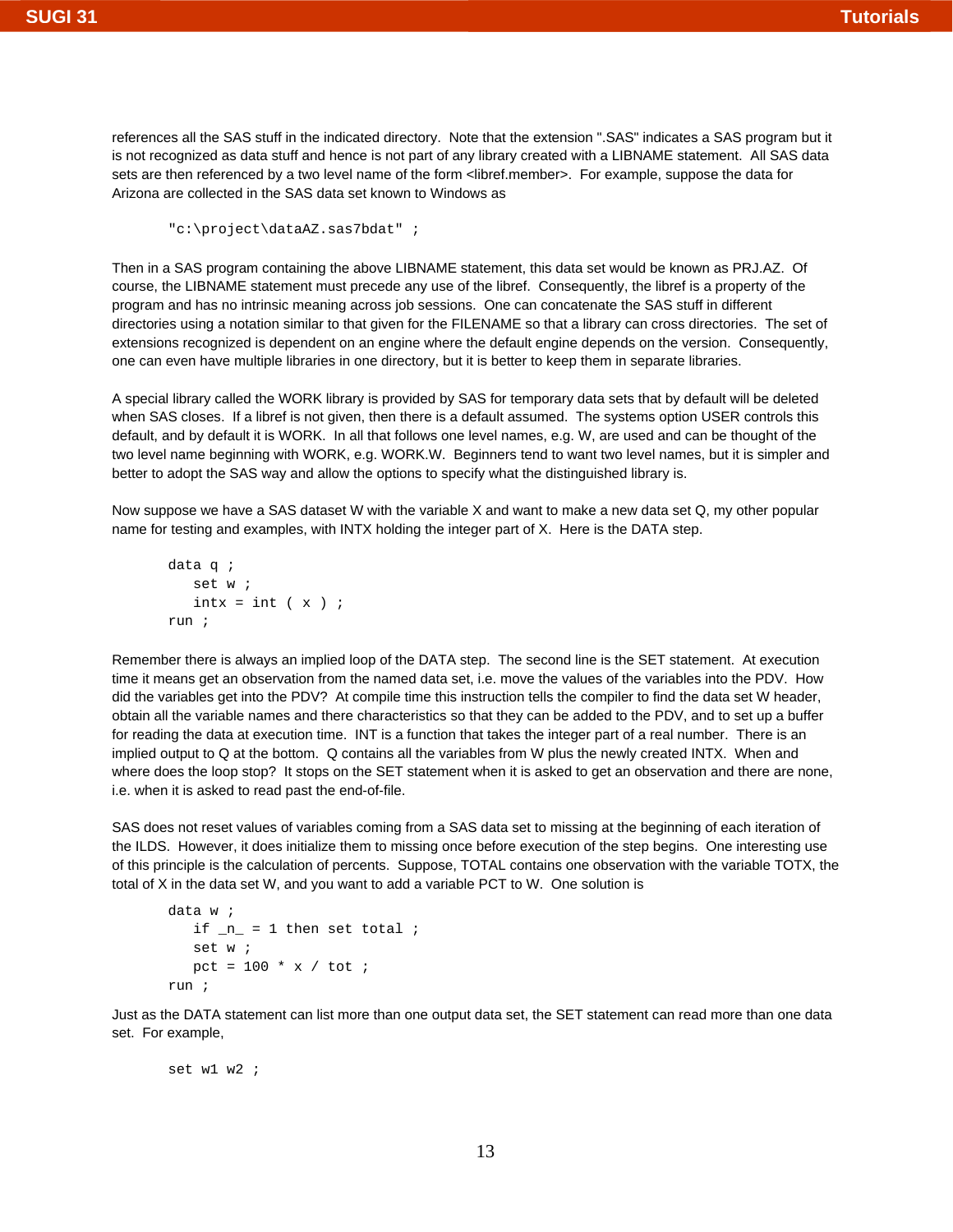references all the SAS stuff in the indicated directory. Note that the extension ".SAS" indicates a SAS program but it is not recognized as data stuff and hence is not part of any library created with a LIBNAME statement. All SAS data sets are then referenced by a two level name of the form <libref.member>. For example, suppose the data for Arizona are collected in the SAS data set known to Windows as

```
"c:\project\dataAZ.sas7bdat" ;
```

Then in a SAS program containing the above LIBNAME statement, this data set would be known as PRJ.AZ. Of course, the LIBNAME statement must precede any use of the libref. Consequently, the libref is a property of the program and has no intrinsic meaning across job sessions. One can concatenate the SAS stuff in different directories using a notation similar to that given for the FILENAME so that a library can cross directories. The set of extensions recognized is dependent on an engine where the default engine depends on the version. Consequently, one can even have multiple libraries in one directory, but it is better to keep them in separate libraries.

A special library called the WORK library is provided by SAS for temporary data sets that by default will be deleted when SAS closes. If a libref is not given, then there is a default assumed. The systems option USER controls this default, and by default it is WORK. In all that follows one level names, e.g. W, are used and can be thought of the two level name beginning with WORK, e.g. WORK.W. Beginners tend to want two level names, but it is simpler and better to adopt the SAS way and allow the options to specify what the distinguished library is.

Now suppose we have a SAS dataset W with the variable X and want to make a new data set Q, my other popular name for testing and examples, with INTX holding the integer part of X. Here is the DATA step.

```
data q ;
   set w ;
   intx = int ( x ) ;
run ;
```

Remember there is always an implied loop of the DATA step. The second line is the SET statement. At execution time it means get an observation from the named data set, i.e. move the values of the variables into the PDV. How did the variables get into the PDV? At compile time this instruction tells the compiler to find the data set W header, obtain all the variable names and there characteristics so that they can be added to the PDV, and to set up a buffer for reading the data at execution time. INT is a function that takes the integer part of a real number. There is an implied output to Q at the bottom. Q contains all the variables from W plus the newly created INTX. When and where does the loop stop? It stops on the SET statement when it is asked to get an observation and there are none, i.e. when it is asked to read past the end-of-file.

SAS does not reset values of variables coming from a SAS data set to missing at the beginning of each iteration of the ILDS. However, it does initialize them to missing once before execution of the step begins. One interesting use of this principle is the calculation of percents. Suppose, TOTAL contains one observation with the variable TOTX, the total of X in the data set W, and you want to add a variable PCT to W. One solution is

```
data w ;
   if _n_ = 1 then set total ;
   set w ;
   pct = 100 * x / tot ;
run ;
```

Just as the DATA statement can list more than one output data set, the SET statement can read more than one data set. For example,

```
set w1 w2 ;
```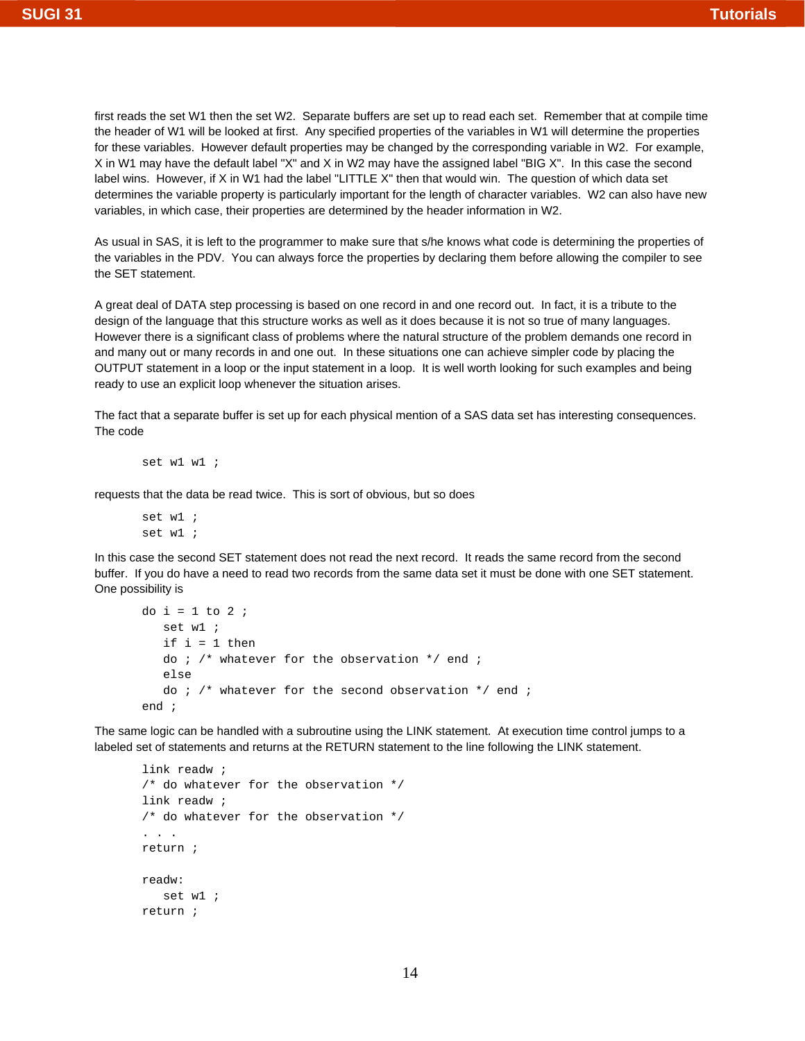first reads the set W1 then the set W2. Separate buffers are set up to read each set. Remember that at compile time the header of W1 will be looked at first. Any specified properties of the variables in W1 will determine the properties for these variables. However default properties may be changed by the corresponding variable in W2. For example, X in W1 may have the default label "X" and X in W2 may have the assigned label "BIG X". In this case the second label wins. However, if X in W1 had the label "LITTLE X" then that would win. The question of which data set determines the variable property is particularly important for the length of character variables. W2 can also have new variables, in which case, their properties are determined by the header information in W2.

As usual in SAS, it is left to the programmer to make sure that s/he knows what code is determining the properties of the variables in the PDV. You can always force the properties by declaring them before allowing the compiler to see the SET statement.

A great deal of DATA step processing is based on one record in and one record out. In fact, it is a tribute to the design of the language that this structure works as well as it does because it is not so true of many languages. However there is a significant class of problems where the natural structure of the problem demands one record in and many out or many records in and one out. In these situations one can achieve simpler code by placing the OUTPUT statement in a loop or the input statement in a loop. It is well worth looking for such examples and being ready to use an explicit loop whenever the situation arises.

The fact that a separate buffer is set up for each physical mention of a SAS data set has interesting consequences. The code

```
set w1 w1 ;
```

requests that the data be read twice. This is sort of obvious, but so does

```
set w1 ;
set w1 ;
```

In this case the second SET statement does not read the next record. It reads the same record from the second buffer. If you do have a need to read two records from the same data set it must be done with one SET statement. One possibility is

```
do i = 1 to 2 ;
   set w1 ;
   if i = 1 then
   do ; /* whatever for the observation */ end ;
   else
   do ; /* whatever for the second observation */ end ;
end ;
```

The same logic can be handled with a subroutine using the LINK statement. At execution time control jumps to a labeled set of statements and returns at the RETURN statement to the line following the LINK statement.

```
link readw ;
/* do whatever for the observation */
link readw ;
/* do whatever for the observation */
. . .
return ;

readw:
   set w1 ;
return ;
```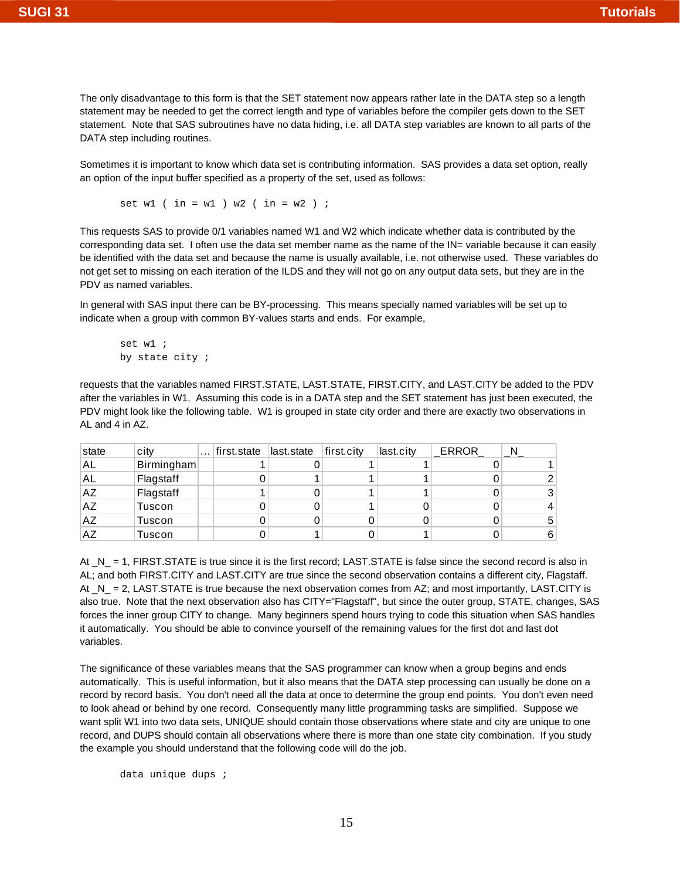The only disadvantage to this form is that the SET statement now appears rather late in the DATA step so a length statement may be needed to get the correct length and type of variables before the compiler gets down to the SET statement. Note that SAS subroutines have no data hiding, i.e. all DATA step variables are known to all parts of the DATA step including routines.

Sometimes it is important to know which data set is contributing information. SAS provides a data set option, really an option of the input buffer specified as a property of the set, used as follows:

```
set w1 ( in = w1 ) w2 ( in = w2 ) ;
```

This requests SAS to provide 0/1 variables named W1 and W2 which indicate whether data is contributed by the corresponding data set. I often use the data set member name as the name of the IN= variable because it can easily be identified with the data set and because the name is usually available, i.e. not otherwise used. These variables do not get set to missing on each iteration of the ILDS and they will not go on any output data sets, but they are in the PDV as named variables.

In general with SAS input there can be BY-processing. This means specially named variables will be set up to indicate when a group with common BY-values starts and ends. For example,

```
set w1 ;
by state city ;
```

requests that the variables named FIRST.STATE, LAST.STATE, FIRST.CITY, and LAST.CITY be added to the PDV after the variables in W1. Assuming this code is in a DATA step and the SET statement has just been executed, the PDV might look like the following table. W1 is grouped in state city order and there are exactly two observations in AL and 4 in AZ.

| state | city | ... | first.state | last.state | first.city | last.city | _ERROR_ | _N_ |
|---|---|---|---|---|---|---|---|---|
| AL | Birmingham | | 1 | 0 | 1 | 1 | 0 | 1 |
| AL | Flagstaff | | 0 | 1 | 1 | 1 | 0 | 2 |
| AZ | Flagstaff | | 1 | 0 | 1 | 1 | 0 | 3 |
| AZ | Tuscon | | 0 | 0 | 1 | 0 | 0 | 4 |
| AZ | Tuscon | | 0 | 0 | 0 | 0 | 0 | 5 |
| AZ | Tuscon | | 0 | 1 | 0 | 1 | 0 | 6 |

At _N_ = 1, FIRST.STATE is true since it is the first record; LAST.STATE is false since the second record is also in AL; and both FIRST.CITY and LAST.CITY are true since the second observation contains a different city, Flagstaff. At _N_ = 2, LAST.STATE is true because the next observation comes from AZ; and most importantly, LAST.CITY is also true. Note that the next observation also has CITY="Flagstaff", but since the outer group, STATE, changes, SAS forces the inner group CITY to change. Many beginners spend hours trying to code this situation when SAS handles it automatically. You should be able to convince yourself of the remaining values for the first dot and last dot variables.

The significance of these variables means that the SAS programmer can know when a group begins and ends automatically. This is useful information, but it also means that the DATA step processing can usually be done on a record by record basis. You don't need all the data at once to determine the group end points. You don't even need to look ahead or behind by one record. Consequently many little programming tasks are simplified. Suppose we want split W1 into two data sets, UNIQUE should contain those observations where state and city are unique to one record, and DUPS should contain all observations where there is more than one state city combination. If you study the example you should understand that the following code will do the job.

```
data unique dups ;
```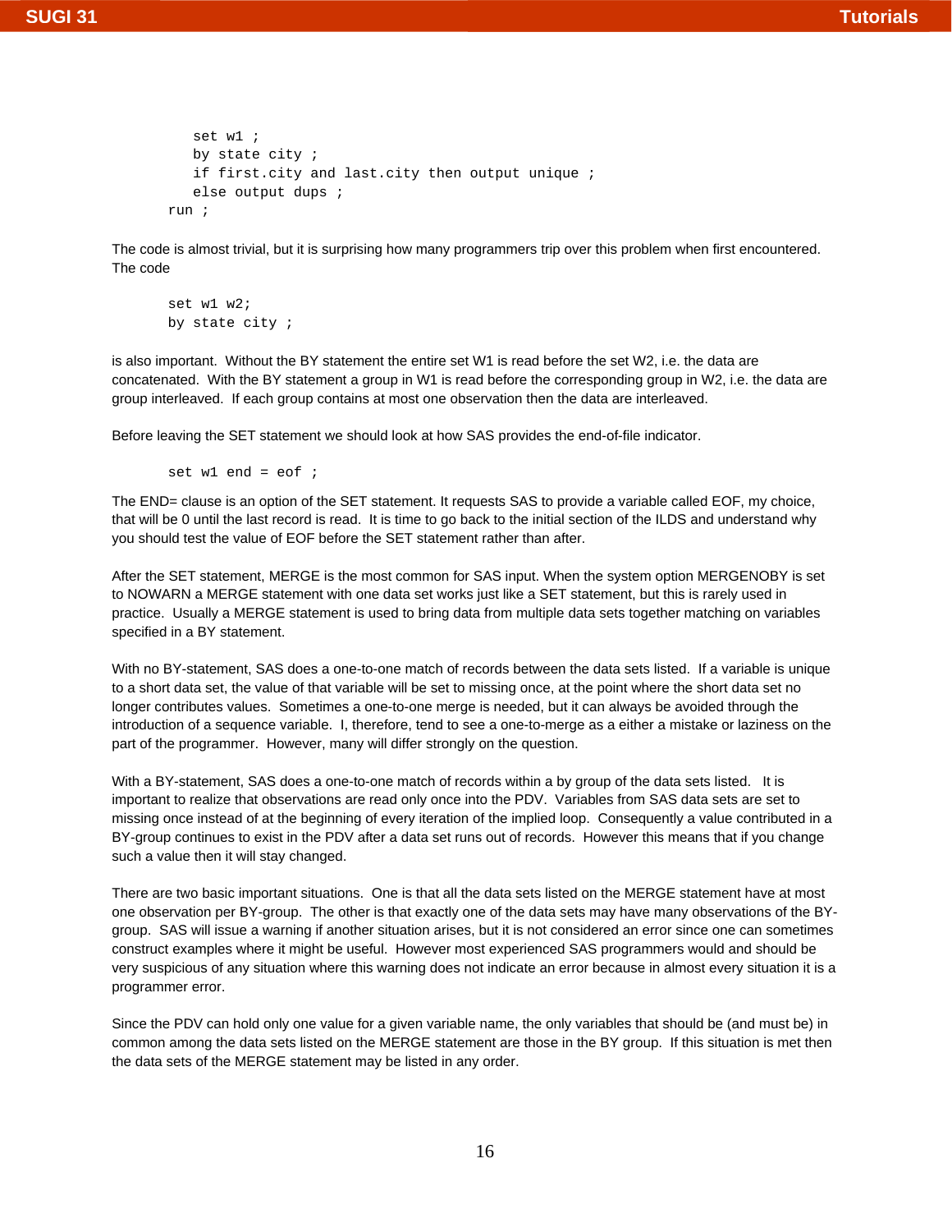```
   set w1 ;
   by state city ;
   if first.city and last.city then output unique ;
   else output dups ;
run ;
```

The code is almost trivial, but it is surprising how many programmers trip over this problem when first encountered. The code

```
set w1 w2;
by state city ;
```

is also important. Without the BY statement the entire set W1 is read before the set W2, i.e. the data are concatenated. With the BY statement a group in W1 is read before the corresponding group in W2, i.e. the data are group interleaved. If each group contains at most one observation then the data are interleaved.

Before leaving the SET statement we should look at how SAS provides the end-of-file indicator.

```
set w1 end = eof ;
```

The END= clause is an option of the SET statement. It requests SAS to provide a variable called EOF, my choice, that will be 0 until the last record is read. It is time to go back to the initial section of the ILDS and understand why you should test the value of EOF before the SET statement rather than after.

After the SET statement, MERGE is the most common for SAS input. When the system option MERGENOBY is set to NOWARN a MERGE statement with one data set works just like a SET statement, but this is rarely used in practice. Usually a MERGE statement is used to bring data from multiple data sets together matching on variables specified in a BY statement.

With no BY-statement, SAS does a one-to-one match of records between the data sets listed. If a variable is unique to a short data set, the value of that variable will be set to missing once, at the point where the short data set no longer contributes values. Sometimes a one-to-one merge is needed, but it can always be avoided through the introduction of a sequence variable. I, therefore, tend to see a one-to-merge as a either a mistake or laziness on the part of the programmer. However, many will differ strongly on the question.

With a BY-statement, SAS does a one-to-one match of records within a by group of the data sets listed. It is important to realize that observations are read only once into the PDV. Variables from SAS data sets are set to missing once instead of at the beginning of every iteration of the implied loop. Consequently a value contributed in a BY-group continues to exist in the PDV after a data set runs out of records. However this means that if you change such a value then it will stay changed.

There are two basic important situations. One is that all the data sets listed on the MERGE statement have at most one observation per BY-group. The other is that exactly one of the data sets may have many observations of the BY-group. SAS will issue a warning if another situation arises, but it is not considered an error since one can sometimes construct examples where it might be useful. However most experienced SAS programmers would and should be very suspicious of any situation where this warning does not indicate an error because in almost every situation it is a programmer error.

Since the PDV can hold only one value for a given variable name, the only variables that should be (and must be) in common among the data sets listed on the MERGE statement are those in the BY group. If this situation is met then the data sets of the MERGE statement may be listed in any order.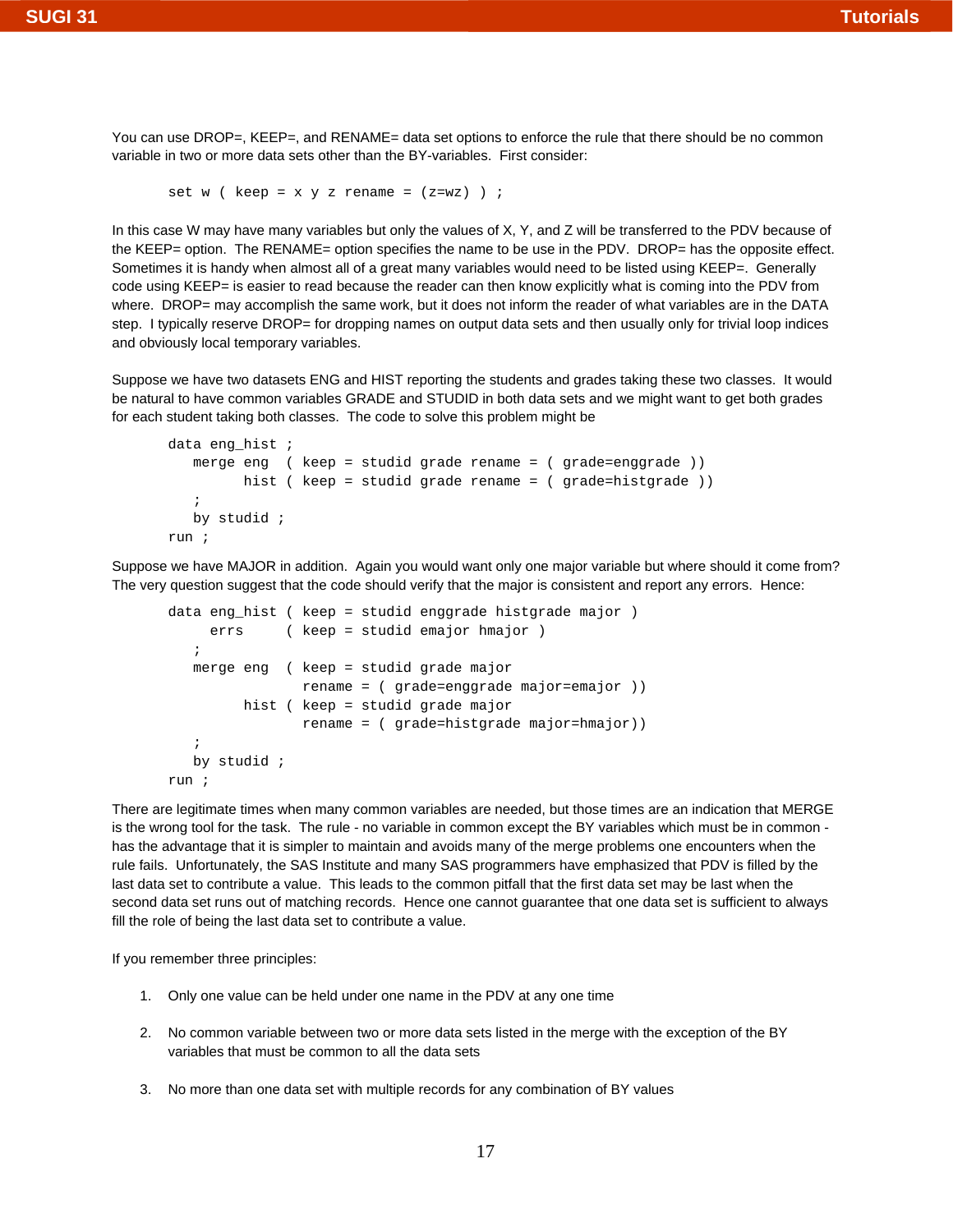You can use DROP=, KEEP=, and RENAME= data set options to enforce the rule that there should be no common variable in two or more data sets other than the BY-variables. First consider:

```
set w ( keep = x y z rename = (z=wz) ) ;
```

In this case W may have many variables but only the values of X, Y, and Z will be transferred to the PDV because of the KEEP= option. The RENAME= option specifies the name to be use in the PDV. DROP= has the opposite effect. Sometimes it is handy when almost all of a great many variables would need to be listed using KEEP=. Generally code using KEEP= is easier to read because the reader can then know explicitly what is coming into the PDV from where. DROP= may accomplish the same work, but it does not inform the reader of what variables are in the DATA step. I typically reserve DROP= for dropping names on output data sets and then usually only for trivial loop indices and obviously local temporary variables.

Suppose we have two datasets ENG and HIST reporting the students and grades taking these two classes. It would be natural to have common variables GRADE and STUDID in both data sets and we might want to get both grades for each student taking both classes. The code to solve this problem might be

```
data eng_hist ;
   merge eng  ( keep = studid grade rename = ( grade=enggrade ))
         hist ( keep = studid grade rename = ( grade=histgrade ))
   ;
   by studid ;
run ;
```

Suppose we have MAJOR in addition. Again you would want only one major variable but where should it come from? The very question suggest that the code should verify that the major is consistent and report any errors. Hence:

```
data eng_hist ( keep = studid enggrade histgrade major )
     errs     ( keep = studid emajor hmajor )
   ;
   merge eng  ( keep = studid grade major
                rename = ( grade=enggrade major=emajor ))
         hist ( keep = studid grade major
                rename = ( grade=histgrade major=hmajor))
   ;
   by studid ;
run ;
```

There are legitimate times when many common variables are needed, but those times are an indication that MERGE is the wrong tool for the task. The rule - no variable in common except the BY variables which must be in common - has the advantage that it is simpler to maintain and avoids many of the merge problems one encounters when the rule fails. Unfortunately, the SAS Institute and many SAS programmers have emphasized that PDV is filled by the last data set to contribute a value. This leads to the common pitfall that the first data set may be last when the second data set runs out of matching records. Hence one cannot guarantee that one data set is sufficient to always fill the role of being the last data set to contribute a value.

If you remember three principles:

1. Only one value can be held under one name in the PDV at any one time
2. No common variable between two or more data sets listed in the merge with the exception of the BY variables that must be common to all the data sets
3. No more than one data set with multiple records for any combination of BY values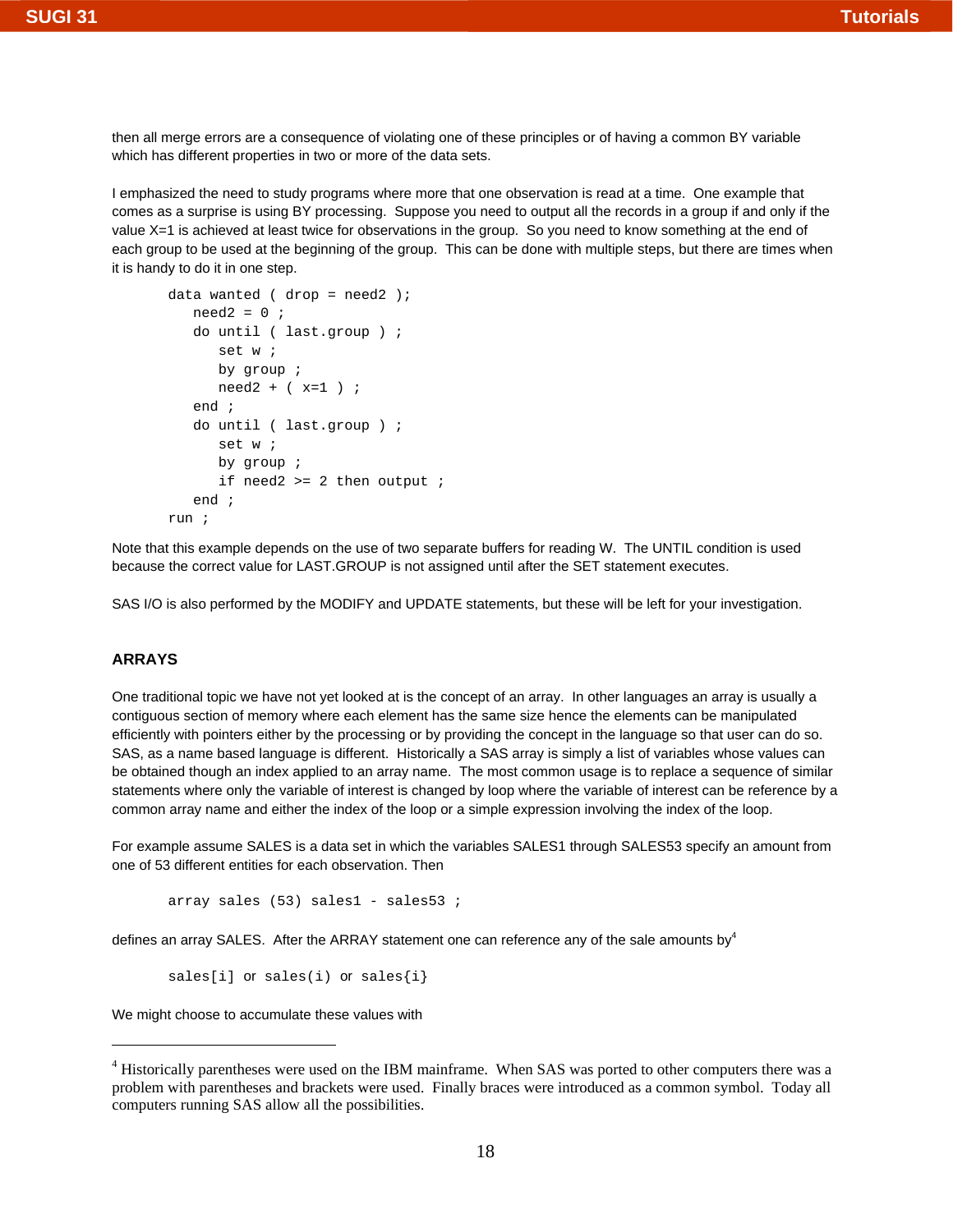then all merge errors are a consequence of violating one of these principles or of having a common BY variable which has different properties in two or more of the data sets.

I emphasized the need to study programs where more that one observation is read at a time. One example that comes as a surprise is using BY processing. Suppose you need to output all the records in a group if and only if the value X=1 is achieved at least twice for observations in the group. So you need to know something at the end of each group to be used at the beginning of the group. This can be done with multiple steps, but there are times when it is handy to do it in one step.

```
data wanted ( drop = need2 );
   need2 = 0 ;
   do until ( last.group ) ;
      set w ;
      by group ;
      need2 + ( x=1 ) ;
   end ;
   do until ( last.group ) ;
      set w ;
      by group ;
      if need2 >= 2 then output ;
   end ;
run ;
```

Note that this example depends on the use of two separate buffers for reading W. The UNTIL condition is used because the correct value for LAST.GROUP is not assigned until after the SET statement executes.

SAS I/O is also performed by the MODIFY and UPDATE statements, but these will be left for your investigation.

## ARRAYS

One traditional topic we have not yet looked at is the concept of an array. In other languages an array is usually a contiguous section of memory where each element has the same size hence the elements can be manipulated efficiently with pointers either by the processing or by providing the concept in the language so that user can do so. SAS, as a name based language is different. Historically a SAS array is simply a list of variables whose values can be obtained though an index applied to an array name. The most common usage is to replace a sequence of similar statements where only the variable of interest is changed by loop where the variable of interest can be reference by a common array name and either the index of the loop or a simple expression involving the index of the loop.

For example assume SALES is a data set in which the variables SALES1 through SALES53 specify an amount from one of 53 different entities for each observation. Then

```
array sales (53) sales1 - sales53 ;
```

defines an array SALES. After the ARRAY statement one can reference any of the sale amounts by[4]

```
sales[i] or sales(i) or sales{i}
```

We might choose to accumulate these values with

---

[4] Historically parentheses were used on the IBM mainframe. When SAS was ported to other computers there was a problem with parentheses and brackets were used. Finally braces were introduced as a common symbol. Today all computers running SAS allow all the possibilities.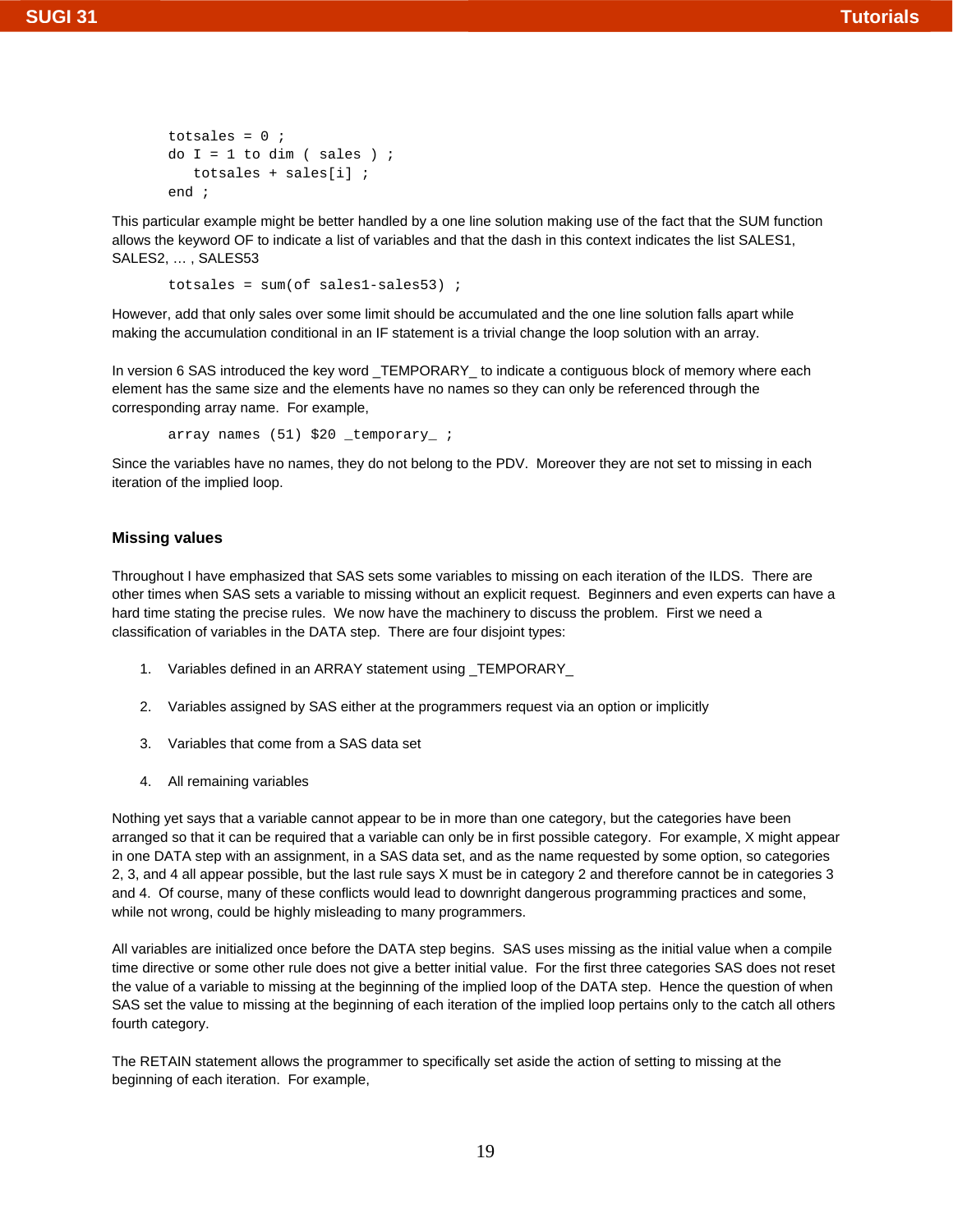```
totsales = 0 ;
do I = 1 to dim ( sales ) ;
   totsales + sales[i] ;
end ;
```

This particular example might be better handled by a one line solution making use of the fact that the SUM function allows the keyword OF to indicate a list of variables and that the dash in this context indicates the list SALES1, SALES2, … , SALES53

```
totsales = sum(of sales1-sales53) ;
```

However, add that only sales over some limit should be accumulated and the one line solution falls apart while making the accumulation conditional in an IF statement is a trivial change the loop solution with an array.

In version 6 SAS introduced the key word _TEMPORARY_ to indicate a contiguous block of memory where each element has the same size and the elements have no names so they can only be referenced through the corresponding array name. For example,

```
array names (51) $20 _temporary_ ;
```

Since the variables have no names, they do not belong to the PDV. Moreover they are not set to missing in each iteration of the implied loop.

## Missing values

Throughout I have emphasized that SAS sets some variables to missing on each iteration of the ILDS. There are other times when SAS sets a variable to missing without an explicit request. Beginners and even experts can have a hard time stating the precise rules. We now have the machinery to discuss the problem. First we need a classification of variables in the DATA step. There are four disjoint types:

1. Variables defined in an ARRAY statement using _TEMPORARY_
2. Variables assigned by SAS either at the programmers request via an option or implicitly
3. Variables that come from a SAS data set
4. All remaining variables

Nothing yet says that a variable cannot appear to be in more than one category, but the categories have been arranged so that it can be required that a variable can only be in first possible category. For example, X might appear in one DATA step with an assignment, in a SAS data set, and as the name requested by some option, so categories 2, 3, and 4 all appear possible, but the last rule says X must be in category 2 and therefore cannot be in categories 3 and 4. Of course, many of these conflicts would lead to downright dangerous programming practices and some, while not wrong, could be highly misleading to many programmers.

All variables are initialized once before the DATA step begins. SAS uses missing as the initial value when a compile time directive or some other rule does not give a better initial value. For the first three categories SAS does not reset the value of a variable to missing at the beginning of the implied loop of the DATA step. Hence the question of when SAS set the value to missing at the beginning of each iteration of the implied loop pertains only to the catch all others fourth category.

The RETAIN statement allows the programmer to specifically set aside the action of setting to missing at the beginning of each iteration. For example,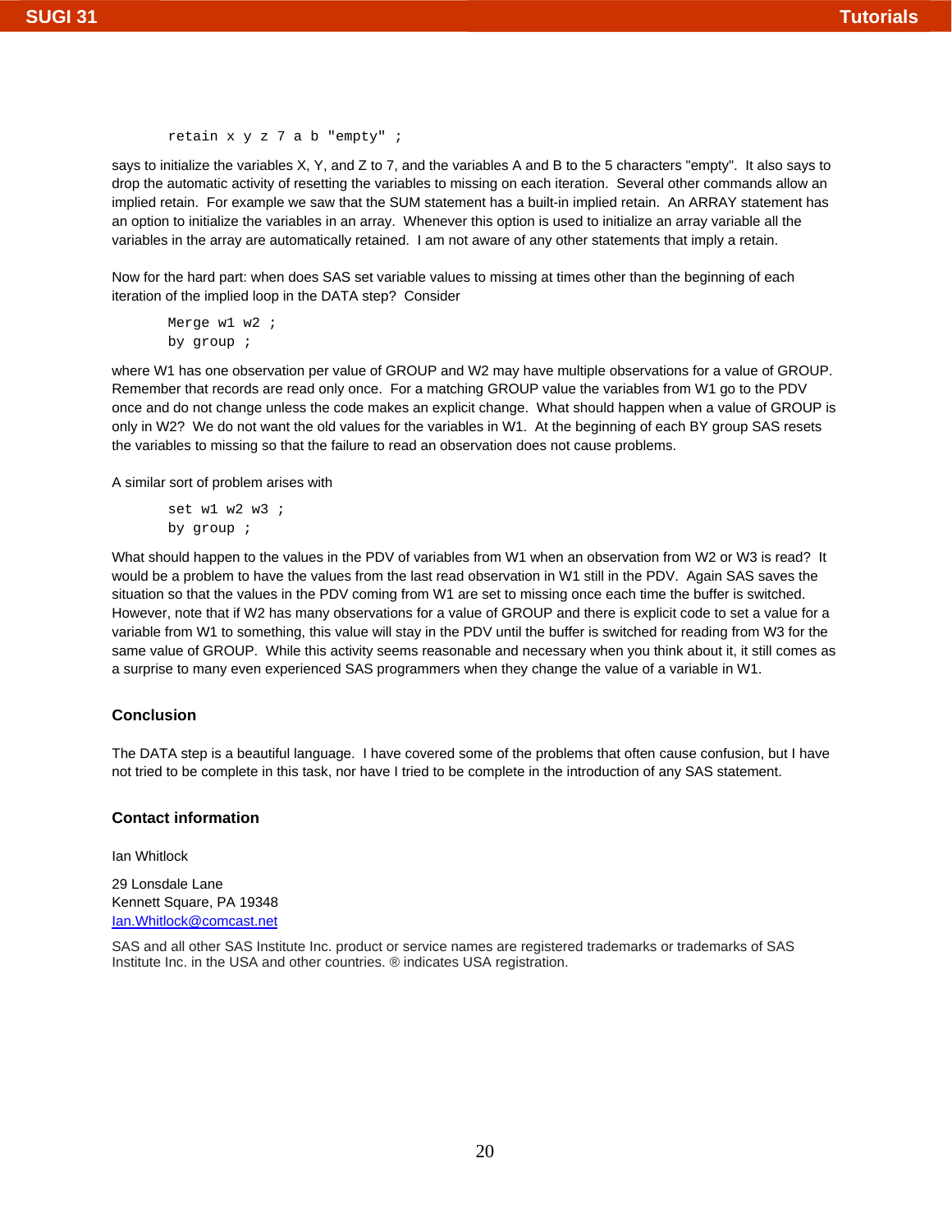```
retain x y z 7 a b "empty" ;
```

says to initialize the variables X, Y, and Z to 7, and the variables A and B to the 5 characters "empty". It also says to drop the automatic activity of resetting the variables to missing on each iteration. Several other commands allow an implied retain. For example we saw that the SUM statement has a built-in implied retain. An ARRAY statement has an option to initialize the variables in an array. Whenever this option is used to initialize an array variable all the variables in the array are automatically retained. I am not aware of any other statements that imply a retain.

Now for the hard part: when does SAS set variable values to missing at times other than the beginning of each iteration of the implied loop in the DATA step? Consider

```
Merge w1 w2 ;
by group ;
```

where W1 has one observation per value of GROUP and W2 may have multiple observations for a value of GROUP. Remember that records are read only once. For a matching GROUP value the variables from W1 go to the PDV once and do not change unless the code makes an explicit change. What should happen when a value of GROUP is only in W2? We do not want the old values for the variables in W1. At the beginning of each BY group SAS resets the variables to missing so that the failure to read an observation does not cause problems.

A similar sort of problem arises with

```
set w1 w2 w3 ;
by group ;
```

What should happen to the values in the PDV of variables from W1 when an observation from W2 or W3 is read? It would be a problem to have the values from the last read observation in W1 still in the PDV. Again SAS saves the situation so that the values in the PDV coming from W1 are set to missing once each time the buffer is switched. However, note that if W2 has many observations for a value of GROUP and there is explicit code to set a value for a variable from W1 to something, this value will stay in the PDV until the buffer is switched for reading from W3 for the same value of GROUP. While this activity seems reasonable and necessary when you think about it, it still comes as a surprise to many even experienced SAS programmers when they change the value of a variable in W1.

## Conclusion

The DATA step is a beautiful language. I have covered some of the problems that often cause confusion, but I have not tried to be complete in this task, nor have I tried to be complete in the introduction of any SAS statement.

## Contact information

Ian Whitlock

29 Lonsdale Lane
Kennett Square, PA 19348
Ian.Whitlock@comcast.net

SAS and all other SAS Institute Inc. product or service names are registered trademarks or trademarks of SAS Institute Inc. in the USA and other countries. ® indicates USA registration.